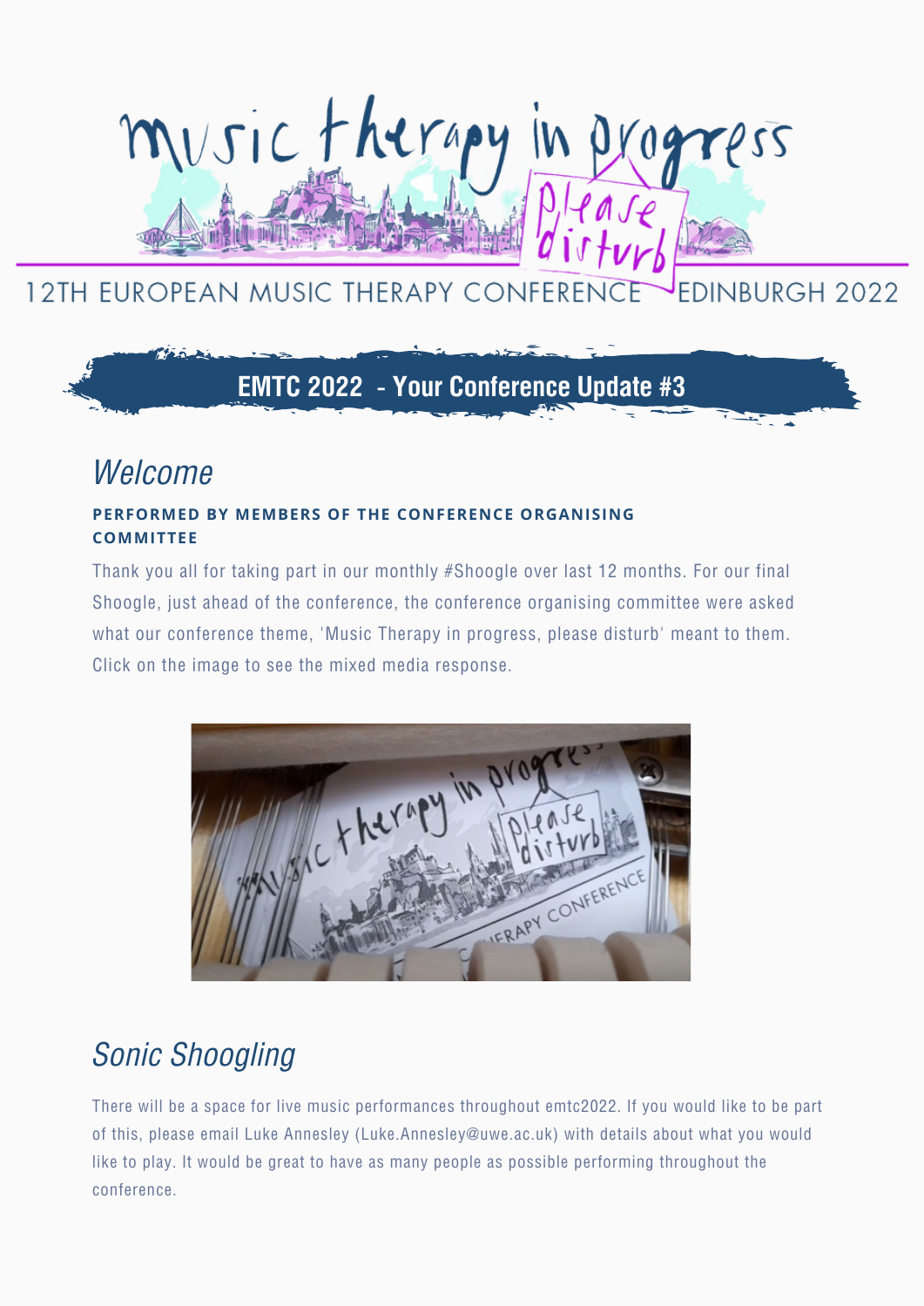music therapy in progress please disturb

12TH EUROPEAN MUSIC THERAPY CONFERENCE EDINBURGH 2022

## EMTC 2022 - Your Conference Update #3

## *Welcome*

**PERFORMED BY MEMBERS OF THE CONFERENCE ORGANISING COMMITTEE**

Thank you all for taking part in our monthly #Shoogle over last 12 months. For our final Shoogle, just ahead of the conference, the conference organising committee were asked what our conference theme, 'Music Therapy in progress, please disturb' meant to them. Click on the image to see the mixed media response.

## *Sonic Shoogling*

There will be a space for live music performances throughout emtc2022. If you would like to be part of this, please email Luke Annesley (Luke.Annesley@uwe.ac.uk) with details about what you would like to play. It would be great to have as many people as possible performing throughout the conference.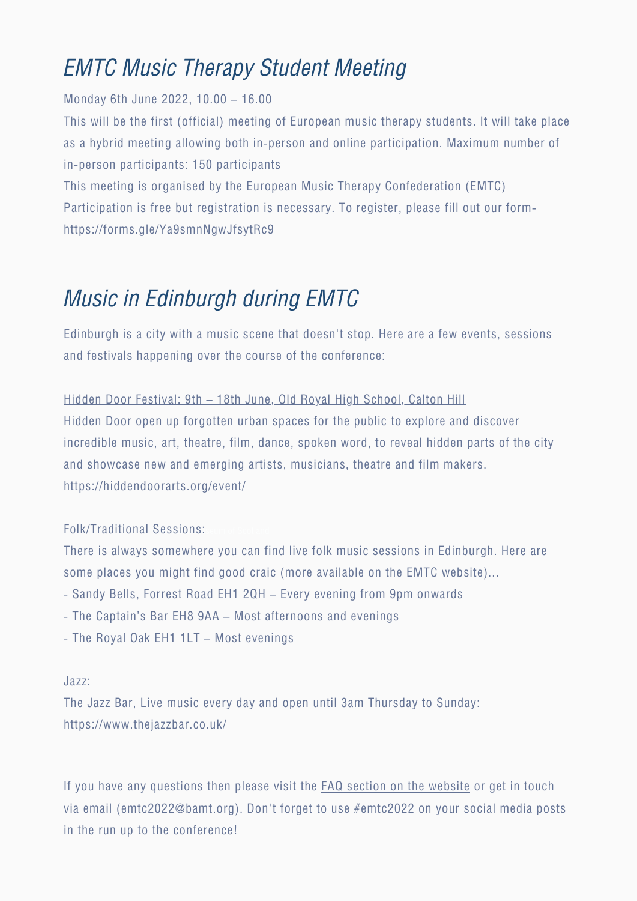## *EMTC Music Therapy Student Meeting*

Monday 6th June 2022, 10.00 – 16.00

This will be the first (official) meeting of European music therapy students. It will take place as a hybrid meeting allowing both in-person and online participation. Maximum number of in-person participants: 150 participants

This meeting is organised by the European Music Therapy Confederation (EMTC)

Participation is free but registration is necessary. To register, please fill out our form- https://forms.gle/Ya9smnNgwJfsytRc9

## *Music in Edinburgh during EMTC*

Edinburgh is a city with a music scene that doesn't stop. Here are a few events, sessions and festivals happening over the course of the conference:

Hidden Door Festival: 9th – 18th June, Old Royal High School, Calton Hill

Hidden Door open up forgotten urban spaces for the public to explore and discover incredible music, art, theatre, film, dance, spoken word, to reveal hidden parts of the city and showcase new and emerging artists, musicians, theatre and film makers.

https://hiddendoorarts.org/event/

Folk/Traditional Sessions:

There is always somewhere you can find live folk music sessions in Edinburgh. Here are some places you might find good craic (more available on the EMTC website)...

- Sandy Bells, Forrest Road EH1 2QH – Every evening from 9pm onwards
- The Captain's Bar EH8 9AA – Most afternoons and evenings
- The Royal Oak EH1 1LT – Most evenings

Jazz:

The Jazz Bar, Live music every day and open until 3am Thursday to Sunday: https://www.thejazzbar.co.uk/

If you have any questions then please visit the FAQ section on the website or get in touch via email (emtc2022@bamt.org). Don't forget to use #emtc2022 on your social media posts in the run up to the conference!